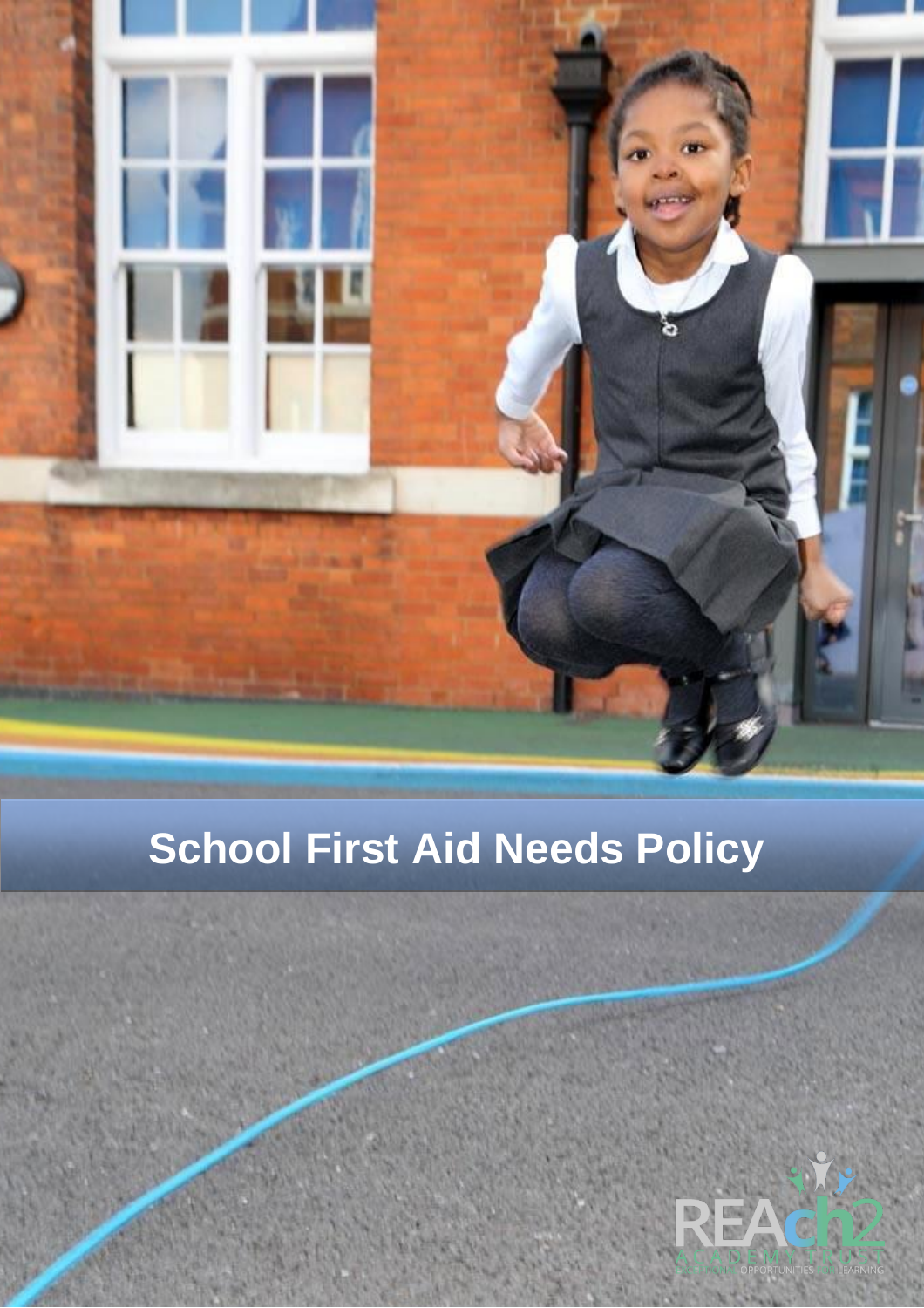# School First Aid Needs Policy

REAch2 ACADEMY TRUST

OPPORTUNITIES FOR LEARNING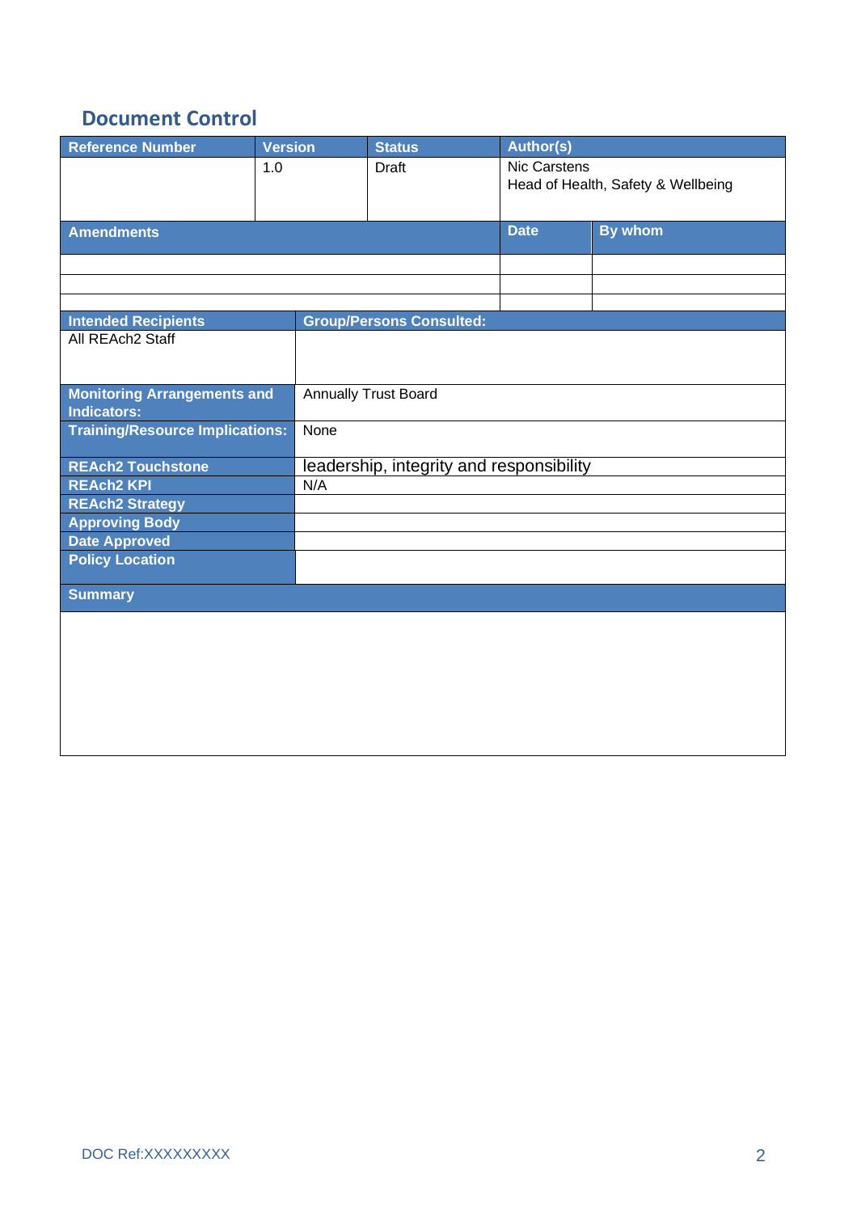## Document Control

| Reference Number | Version | Status | Author(s) |
|---|---|---|---|
| | 1.0 | Draft | Nic Carstens<br>Head of Health, Safety & Wellbeing |

| Amendments | Date | By whom |
|---|---|---|
| | | |
| | | |
| | | |

| Intended Recipients | Group/Persons Consulted: |
|---|---|
| All REAch2 Staff | |
| **Monitoring Arrangements and Indicators:** | Annually Trust Board |
| **Training/Resource Implications:** | None |
| **REAch2 Touchstone** | leadership, integrity and responsibility |
| **REAch2 KPI** | N/A |
| **REAch2 Strategy** | |
| **Approving Body** | |
| **Date Approved** | |
| **Policy Location** | |

| Summary |
|---|
| |

DOC Ref:XXXXXXXXX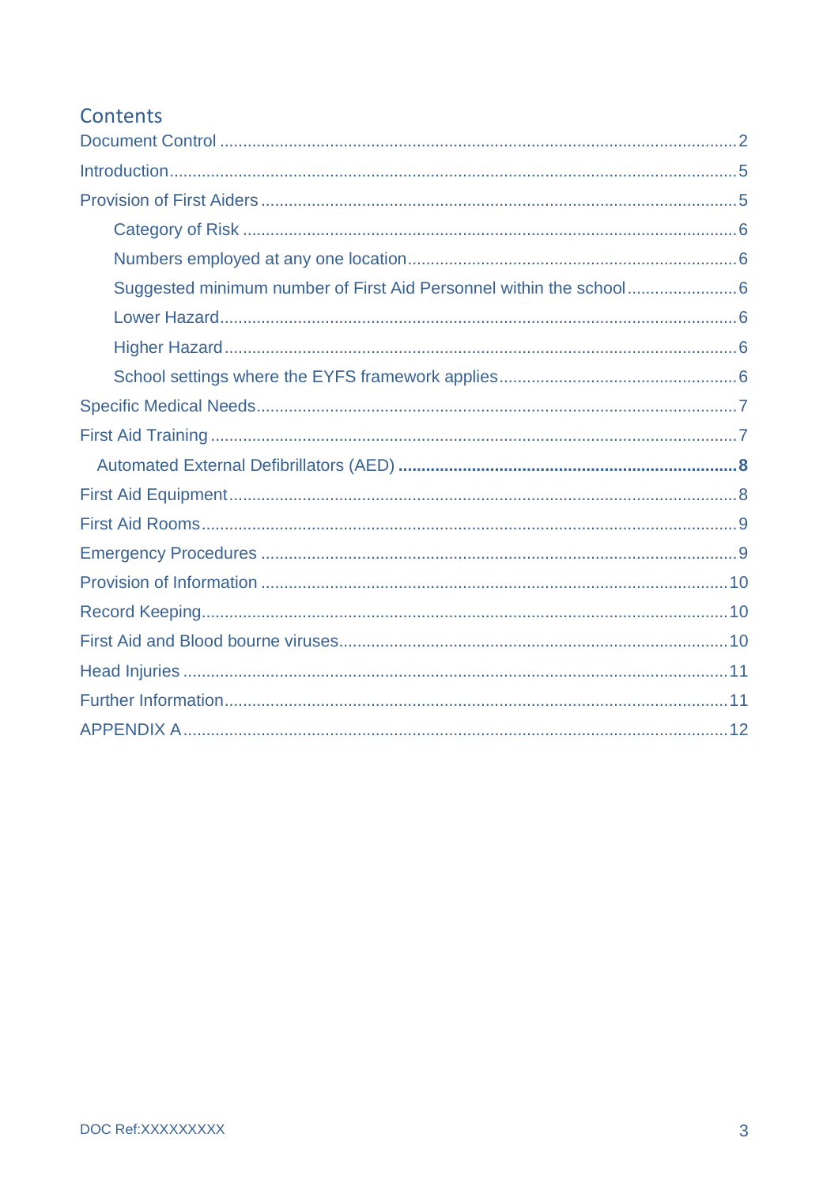## Contents

- Document Control ... 2
- Introduction ... 5
- Provision of First Aiders ... 5
  - Category of Risk ... 6
  - Numbers employed at any one location ... 6
  - Suggested minimum number of First Aid Personnel within the school ... 6
  - Lower Hazard ... 6
  - Higher Hazard ... 6
  - School settings where the EYFS framework applies ... 6
- Specific Medical Needs ... 7
- First Aid Training ... 7
  - **Automated External Defibrillators (AED) ... 8**
- First Aid Equipment ... 8
- First Aid Rooms ... 9
- Emergency Procedures ... 9
- Provision of Information ... 10
- Record Keeping ... 10
- First Aid and Blood bourne viruses ... 10
- Head Injuries ... 11
- Further Information ... 11
- APPENDIX A ... 12

DOC Ref:XXXXXXXXX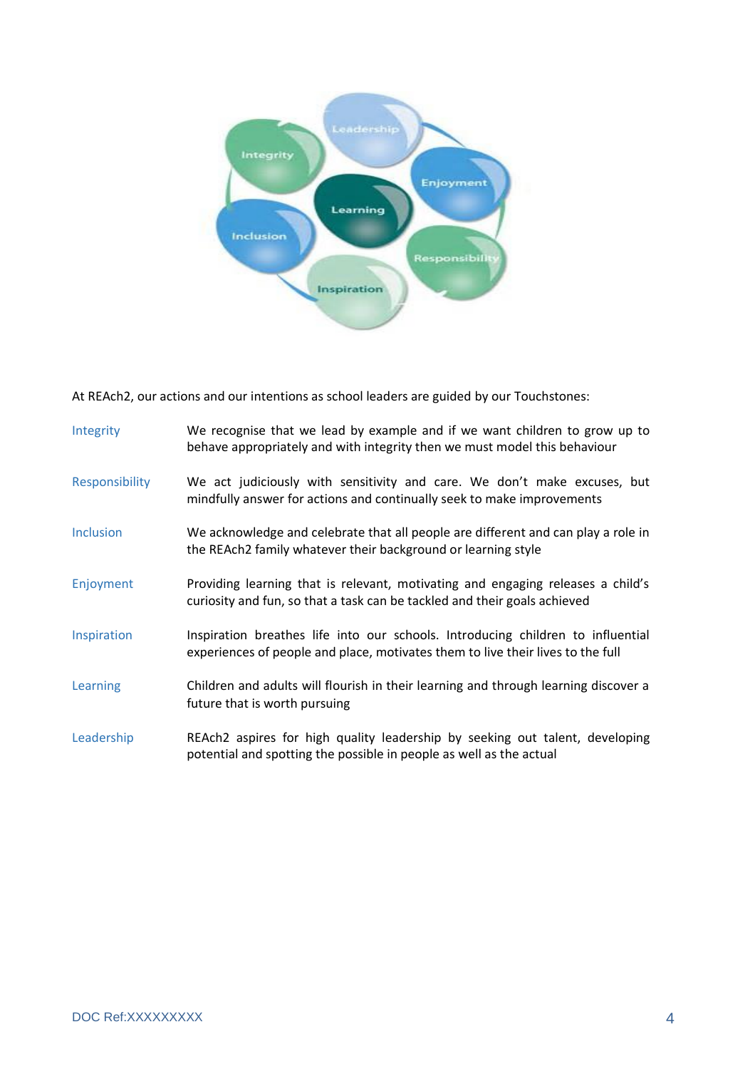At REAch2, our actions and our intentions as school leaders are guided by our Touchstones:

| | |
|---|---|
| Integrity | We recognise that we lead by example and if we want children to grow up to behave appropriately and with integrity then we must model this behaviour |
| Responsibility | We act judiciously with sensitivity and care. We don't make excuses, but mindfully answer for actions and continually seek to make improvements |
| Inclusion | We acknowledge and celebrate that all people are different and can play a role in the REAch2 family whatever their background or learning style |
| Enjoyment | Providing learning that is relevant, motivating and engaging releases a child's curiosity and fun, so that a task can be tackled and their goals achieved |
| Inspiration | Inspiration breathes life into our schools. Introducing children to influential experiences of people and place, motivates them to live their lives to the full |
| Learning | Children and adults will flourish in their learning and through learning discover a future that is worth pursuing |
| Leadership | REAch2 aspires for high quality leadership by seeking out talent, developing potential and spotting the possible in people as well as the actual |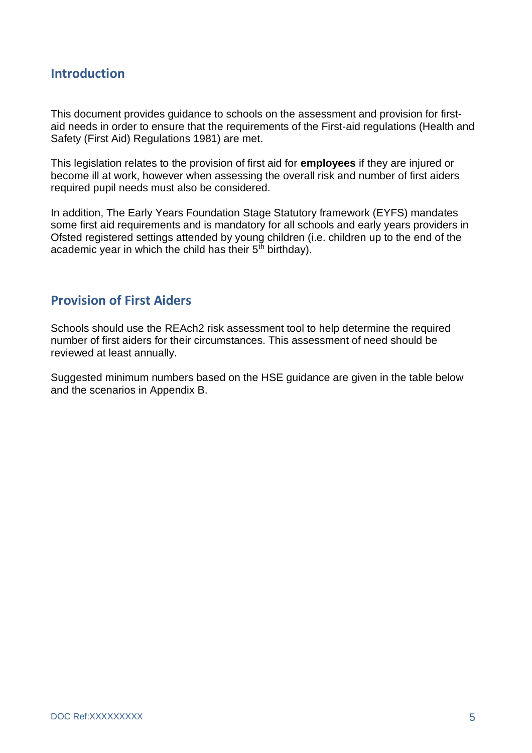## Introduction

This document provides guidance to schools on the assessment and provision for first-aid needs in order to ensure that the requirements of the First-aid regulations (Health and Safety (First Aid) Regulations 1981) are met.

This legislation relates to the provision of first aid for **employees** if they are injured or become ill at work, however when assessing the overall risk and number of first aiders required pupil needs must also be considered.

In addition, The Early Years Foundation Stage Statutory framework (EYFS) mandates some first aid requirements and is mandatory for all schools and early years providers in Ofsted registered settings attended by young children (i.e. children up to the end of the academic year in which the child has their 5th birthday).

## Provision of First Aiders

Schools should use the REAch2 risk assessment tool to help determine the required number of first aiders for their circumstances. This assessment of need should be reviewed at least annually.

Suggested minimum numbers based on the HSE guidance are given in the table below and the scenarios in Appendix B.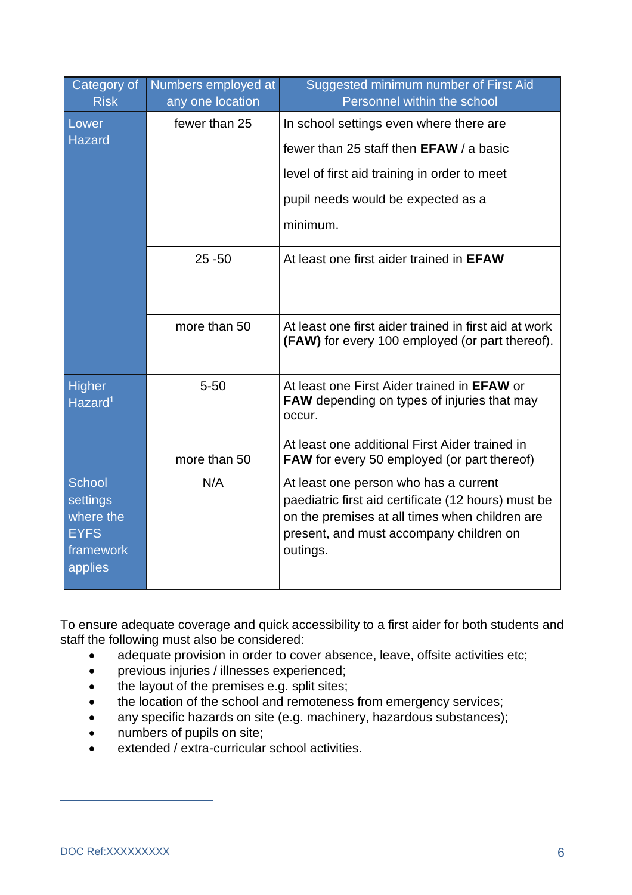| Category of Risk | Numbers employed at any one location | Suggested minimum number of First Aid Personnel within the school |
|---|---|---|
| Lower Hazard | fewer than 25 | In school settings even where there are fewer than 25 staff then **EFAW** / a basic level of first aid training in order to meet pupil needs would be expected as a minimum. |
| | 25 -50 | At least one first aider trained in **EFAW** |
| | more than 50 | At least one first aider trained in first aid at work **(FAW)** for every 100 employed (or part thereof). |
| Higher Hazard[1] | 5-50 | At least one First Aider trained in **EFAW** or **FAW** depending on types of injuries that may occur. |
| | more than 50 | At least one additional First Aider trained in **FAW** for every 50 employed (or part thereof) |
| School settings where the EYFS framework applies | N/A | At least one person who has a current paediatric first aid certificate (12 hours) must be on the premises at all times when children are present, and must accompany children on outings. |

To ensure adequate coverage and quick accessibility to a first aider for both students and staff the following must also be considered:

- adequate provision in order to cover absence, leave, offsite activities etc;
- previous injuries / illnesses experienced;
- the layout of the premises e.g. split sites;
- the location of the school and remoteness from emergency services;
- any specific hazards on site (e.g. machinery, hazardous substances);
- numbers of pupils on site;
- extended / extra-curricular school activities.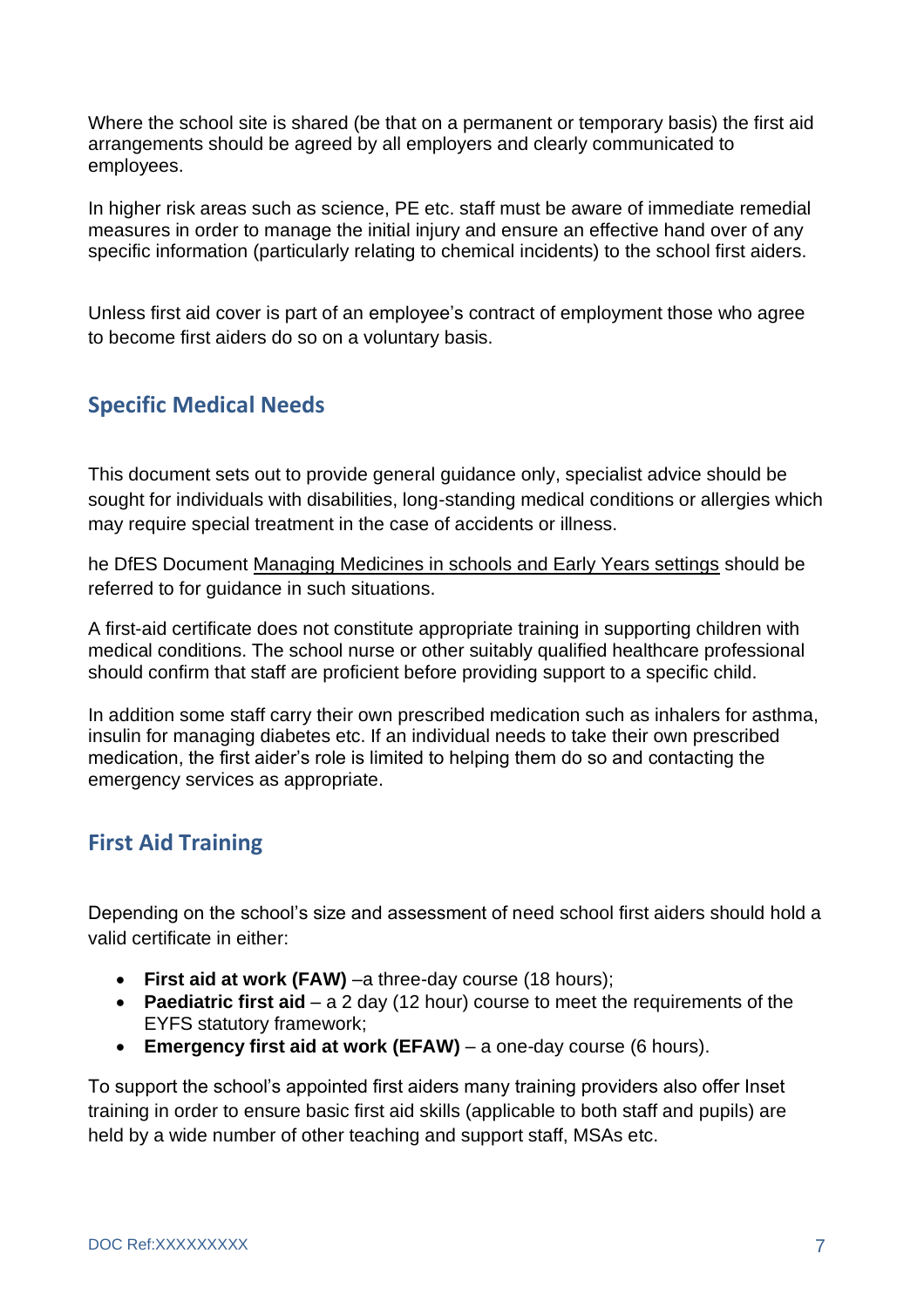Where the school site is shared (be that on a permanent or temporary basis) the first aid arrangements should be agreed by all employers and clearly communicated to employees.

In higher risk areas such as science, PE etc. staff must be aware of immediate remedial measures in order to manage the initial injury and ensure an effective hand over of any specific information (particularly relating to chemical incidents) to the school first aiders.

Unless first aid cover is part of an employee's contract of employment those who agree to become first aiders do so on a voluntary basis.

## Specific Medical Needs

This document sets out to provide general guidance only, specialist advice should be sought for individuals with disabilities, long-standing medical conditions or allergies which may require special treatment in the case of accidents or illness.

he DfES Document Managing Medicines in schools and Early Years settings should be referred to for guidance in such situations.

A first-aid certificate does not constitute appropriate training in supporting children with medical conditions. The school nurse or other suitably qualified healthcare professional should confirm that staff are proficient before providing support to a specific child.

In addition some staff carry their own prescribed medication such as inhalers for asthma, insulin for managing diabetes etc. If an individual needs to take their own prescribed medication, the first aider's role is limited to helping them do so and contacting the emergency services as appropriate.

## First Aid Training

Depending on the school's size and assessment of need school first aiders should hold a valid certificate in either:

- **First aid at work (FAW)** –a three-day course (18 hours);
- **Paediatric first aid** – a 2 day (12 hour) course to meet the requirements of the EYFS statutory framework;
- **Emergency first aid at work (EFAW)** – a one-day course (6 hours).

To support the school's appointed first aiders many training providers also offer Inset training in order to ensure basic first aid skills (applicable to both staff and pupils) are held by a wide number of other teaching and support staff, MSAs etc.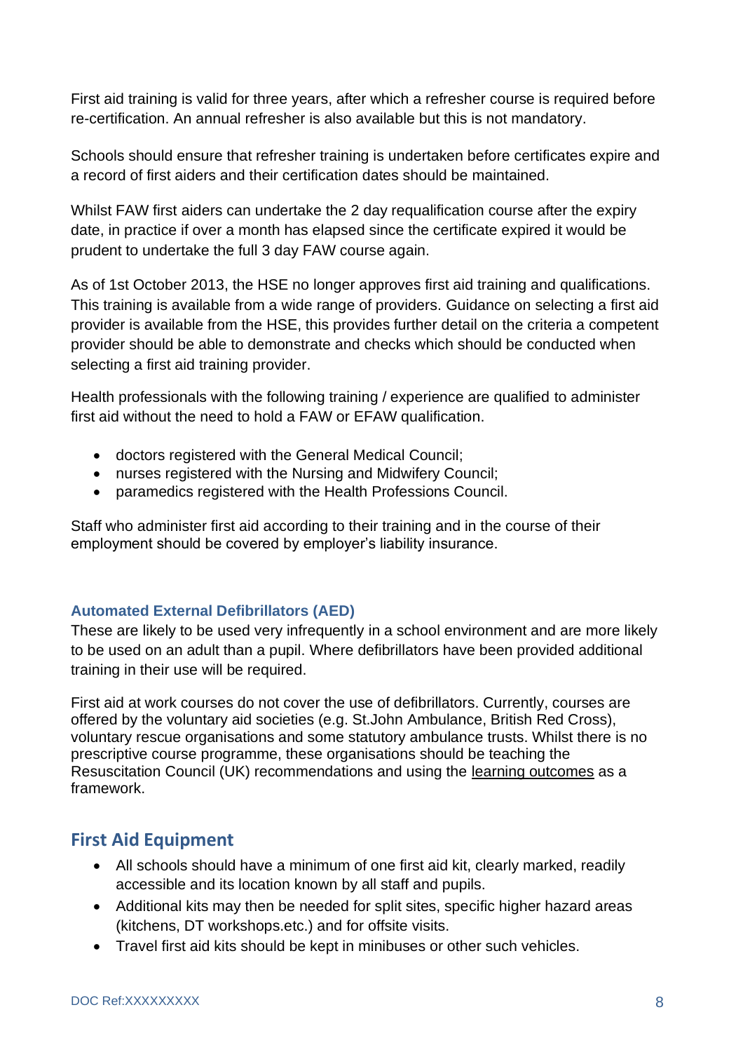First aid training is valid for three years, after which a refresher course is required before re-certification. An annual refresher is also available but this is not mandatory.

Schools should ensure that refresher training is undertaken before certificates expire and a record of first aiders and their certification dates should be maintained.

Whilst FAW first aiders can undertake the 2 day requalification course after the expiry date, in practice if over a month has elapsed since the certificate expired it would be prudent to undertake the full 3 day FAW course again.

As of 1st October 2013, the HSE no longer approves first aid training and qualifications. This training is available from a wide range of providers. Guidance on selecting a first aid provider is available from the HSE, this provides further detail on the criteria a competent provider should be able to demonstrate and checks which should be conducted when selecting a first aid training provider.

Health professionals with the following training / experience are qualified to administer first aid without the need to hold a FAW or EFAW qualification.

- doctors registered with the General Medical Council;
- nurses registered with the Nursing and Midwifery Council;
- paramedics registered with the Health Professions Council.

Staff who administer first aid according to their training and in the course of their employment should be covered by employer's liability insurance.

### Automated External Defibrillators (AED)

These are likely to be used very infrequently in a school environment and are more likely to be used on an adult than a pupil. Where defibrillators have been provided additional training in their use will be required.

First aid at work courses do not cover the use of defibrillators. Currently, courses are offered by the voluntary aid societies (e.g. St.John Ambulance, British Red Cross), voluntary rescue organisations and some statutory ambulance trusts. Whilst there is no prescriptive course programme, these organisations should be teaching the Resuscitation Council (UK) recommendations and using the learning outcomes as a framework.

## First Aid Equipment

- All schools should have a minimum of one first aid kit, clearly marked, readily accessible and its location known by all staff and pupils.
- Additional kits may then be needed for split sites, specific higher hazard areas (kitchens, DT workshops.etc.) and for offsite visits.
- Travel first aid kits should be kept in minibuses or other such vehicles.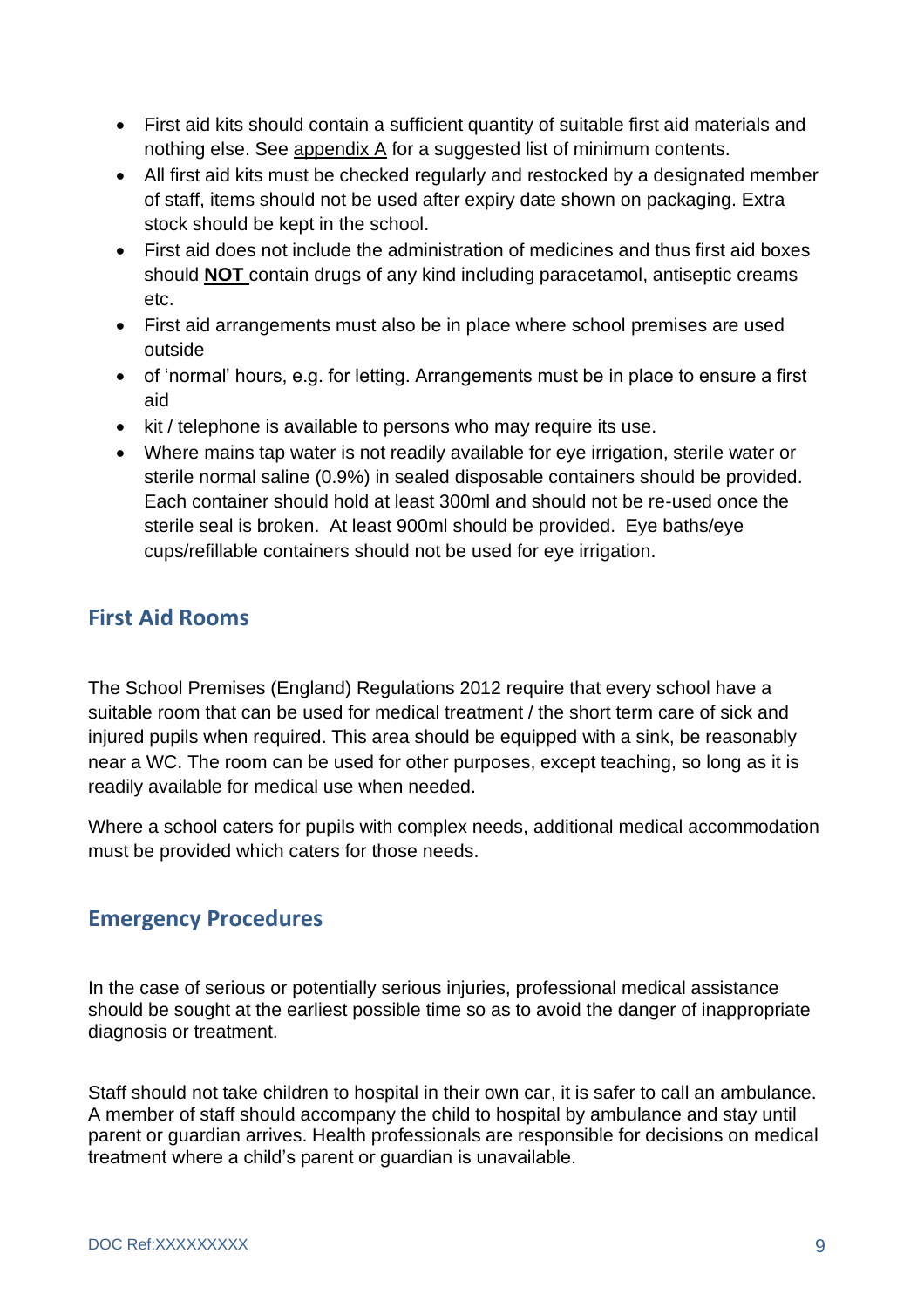- First aid kits should contain a sufficient quantity of suitable first aid materials and nothing else. See appendix A for a suggested list of minimum contents.
- All first aid kits must be checked regularly and restocked by a designated member of staff, items should not be used after expiry date shown on packaging. Extra stock should be kept in the school.
- First aid does not include the administration of medicines and thus first aid boxes should **NOT** contain drugs of any kind including paracetamol, antiseptic creams etc.
- First aid arrangements must also be in place where school premises are used outside
- of 'normal' hours, e.g. for letting. Arrangements must be in place to ensure a first aid
- kit / telephone is available to persons who may require its use.
- Where mains tap water is not readily available for eye irrigation, sterile water or sterile normal saline (0.9%) in sealed disposable containers should be provided. Each container should hold at least 300ml and should not be re-used once the sterile seal is broken. At least 900ml should be provided. Eye baths/eye cups/refillable containers should not be used for eye irrigation.

## First Aid Rooms

The School Premises (England) Regulations 2012 require that every school have a suitable room that can be used for medical treatment / the short term care of sick and injured pupils when required. This area should be equipped with a sink, be reasonably near a WC. The room can be used for other purposes, except teaching, so long as it is readily available for medical use when needed.

Where a school caters for pupils with complex needs, additional medical accommodation must be provided which caters for those needs.

## Emergency Procedures

In the case of serious or potentially serious injuries, professional medical assistance should be sought at the earliest possible time so as to avoid the danger of inappropriate diagnosis or treatment.

Staff should not take children to hospital in their own car, it is safer to call an ambulance. A member of staff should accompany the child to hospital by ambulance and stay until parent or guardian arrives. Health professionals are responsible for decisions on medical treatment where a child's parent or guardian is unavailable.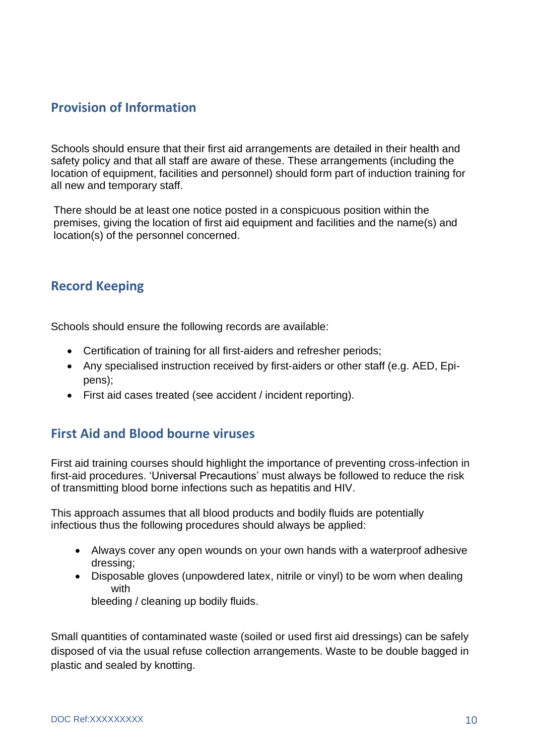## Provision of Information

Schools should ensure that their first aid arrangements are detailed in their health and safety policy and that all staff are aware of these. These arrangements (including the location of equipment, facilities and personnel) should form part of induction training for all new and temporary staff.

There should be at least one notice posted in a conspicuous position within the premises, giving the location of first aid equipment and facilities and the name(s) and location(s) of the personnel concerned.

## Record Keeping

Schools should ensure the following records are available:

- Certification of training for all first-aiders and refresher periods;
- Any specialised instruction received by first-aiders or other staff (e.g. AED, Epi-pens);
- First aid cases treated (see accident / incident reporting).

## First Aid and Blood bourne viruses

First aid training courses should highlight the importance of preventing cross-infection in first-aid procedures. 'Universal Precautions' must always be followed to reduce the risk of transmitting blood borne infections such as hepatitis and HIV.

This approach assumes that all blood products and bodily fluids are potentially infectious thus the following procedures should always be applied:

- Always cover any open wounds on your own hands with a waterproof adhesive dressing;
- Disposable gloves (unpowdered latex, nitrile or vinyl) to be worn when dealing with bleeding / cleaning up bodily fluids.

Small quantities of contaminated waste (soiled or used first aid dressings) can be safely disposed of via the usual refuse collection arrangements. Waste to be double bagged in plastic and sealed by knotting.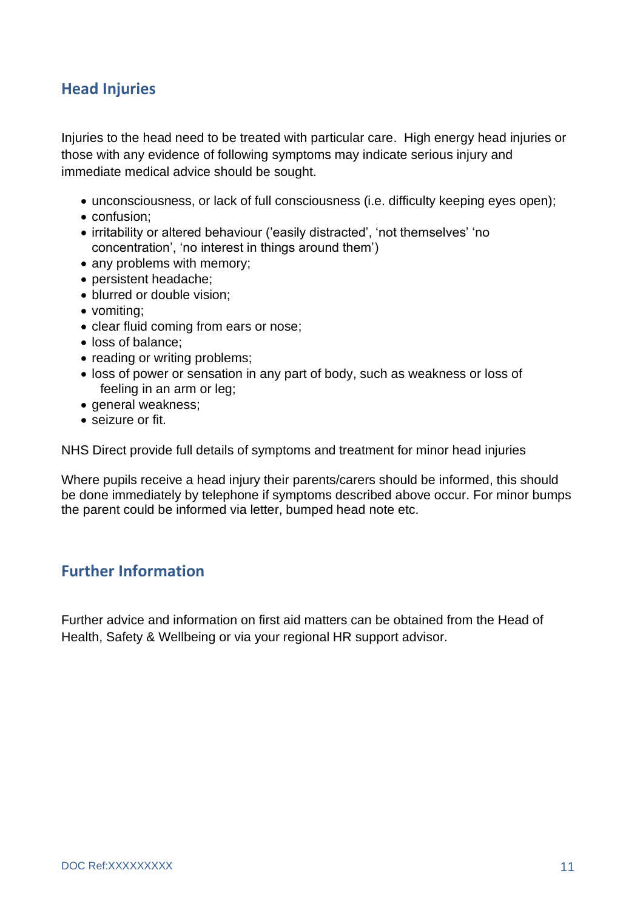## Head Injuries

Injuries to the head need to be treated with particular care. High energy head injuries or those with any evidence of following symptoms may indicate serious injury and immediate medical advice should be sought.

- unconsciousness, or lack of full consciousness (i.e. difficulty keeping eyes open);
- confusion;
- irritability or altered behaviour ('easily distracted', 'not themselves' 'no concentration', 'no interest in things around them')
- any problems with memory;
- persistent headache;
- blurred or double vision;
- vomiting;
- clear fluid coming from ears or nose;
- loss of balance;
- reading or writing problems;
- loss of power or sensation in any part of body, such as weakness or loss of feeling in an arm or leg;
- general weakness;
- seizure or fit.

NHS Direct provide full details of symptoms and treatment for minor head injuries

Where pupils receive a head injury their parents/carers should be informed, this should be done immediately by telephone if symptoms described above occur. For minor bumps the parent could be informed via letter, bumped head note etc.

## Further Information

Further advice and information on first aid matters can be obtained from the Head of Health, Safety & Wellbeing or via your regional HR support advisor.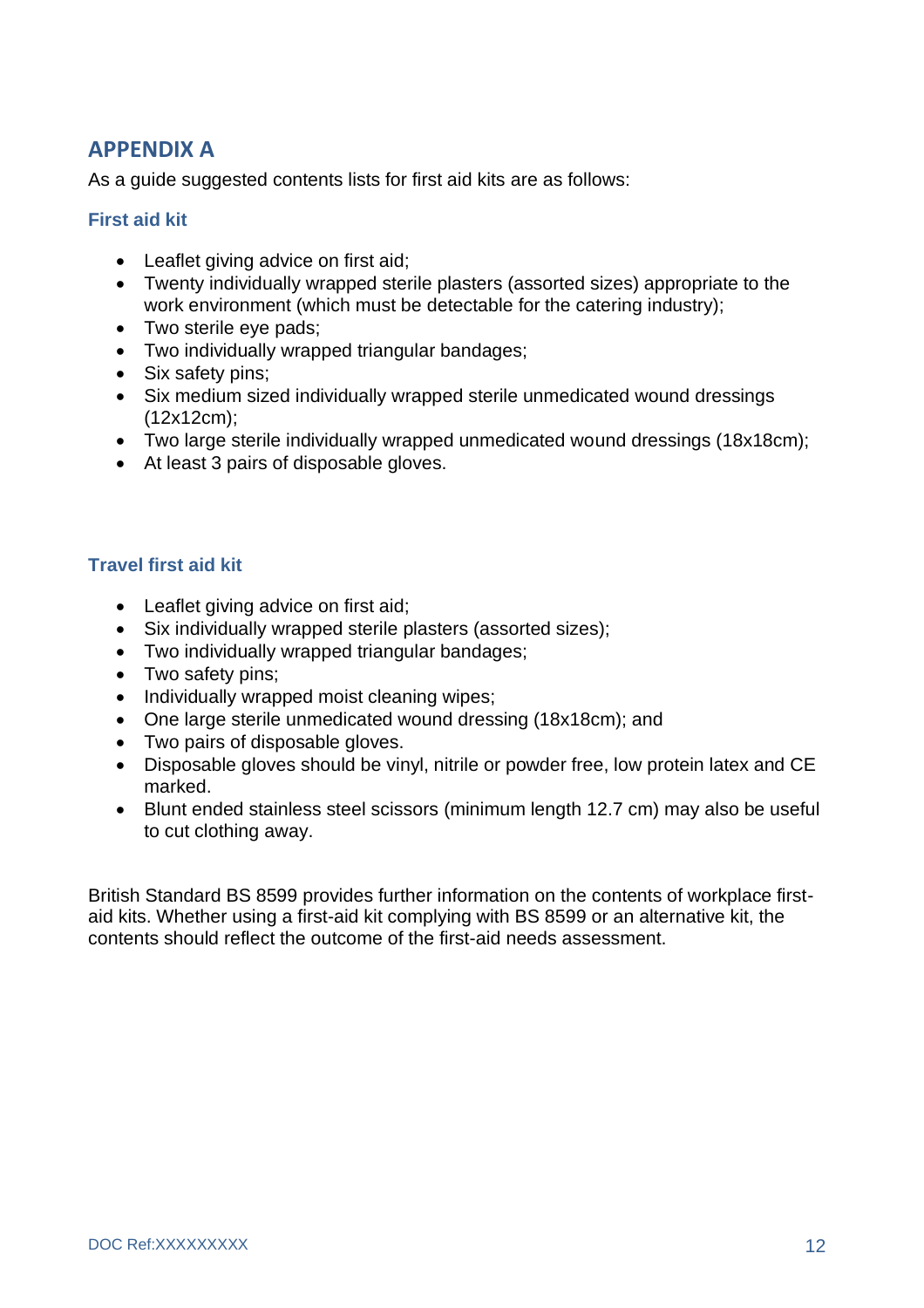## APPENDIX A

As a guide suggested contents lists for first aid kits are as follows:

### First aid kit

- Leaflet giving advice on first aid;
- Twenty individually wrapped sterile plasters (assorted sizes) appropriate to the work environment (which must be detectable for the catering industry);
- Two sterile eye pads;
- Two individually wrapped triangular bandages;
- Six safety pins;
- Six medium sized individually wrapped sterile unmedicated wound dressings (12x12cm);
- Two large sterile individually wrapped unmedicated wound dressings (18x18cm);
- At least 3 pairs of disposable gloves.

### Travel first aid kit

- Leaflet giving advice on first aid;
- Six individually wrapped sterile plasters (assorted sizes);
- Two individually wrapped triangular bandages;
- Two safety pins;
- Individually wrapped moist cleaning wipes;
- One large sterile unmedicated wound dressing (18x18cm); and
- Two pairs of disposable gloves.
- Disposable gloves should be vinyl, nitrile or powder free, low protein latex and CE marked.
- Blunt ended stainless steel scissors (minimum length 12.7 cm) may also be useful to cut clothing away.

British Standard BS 8599 provides further information on the contents of workplace first-aid kits. Whether using a first-aid kit complying with BS 8599 or an alternative kit, the contents should reflect the outcome of the first-aid needs assessment.